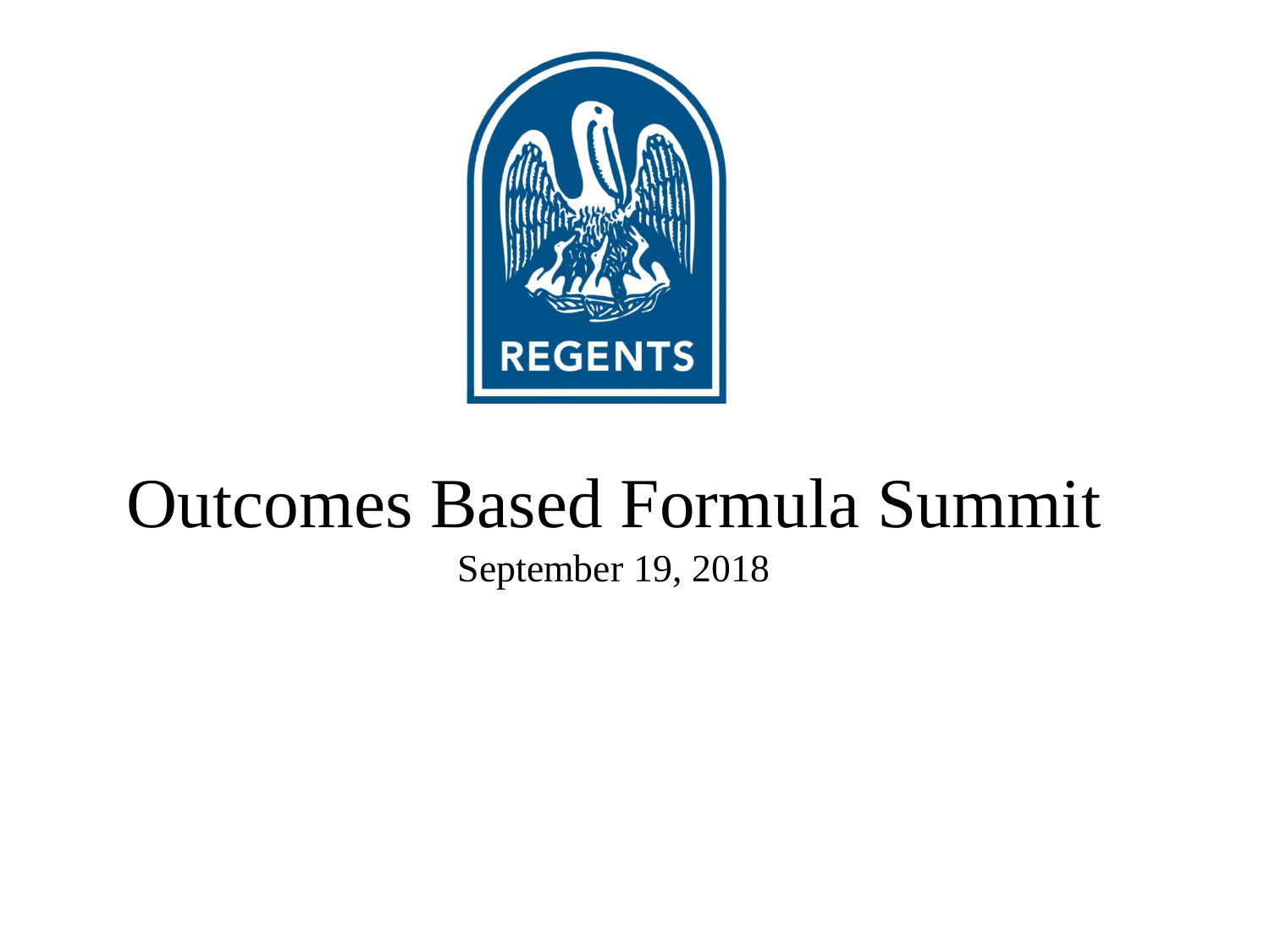REGENTS

# Outcomes Based Formula Summit

September 19, 2018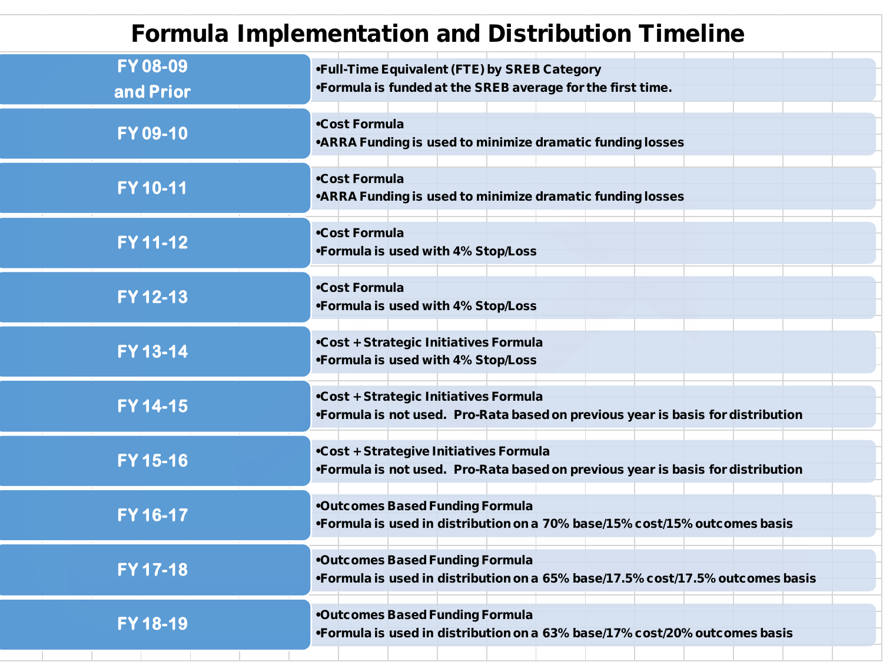# Formula Implementation and Distribution Timeline

| Fiscal Year | Details |
|---|---|
| FY 08-09 and Prior | •Full-Time Equivalent (FTE) by SREB Category<br>•Formula is funded at the SREB average for the first time. |
| FY 09-10 | •Cost Formula<br>•ARRA Funding is used to minimize dramatic funding losses |
| FY 10-11 | •Cost Formula<br>•ARRA Funding is used to minimize dramatic funding losses |
| FY 11-12 | •Cost Formula<br>•Formula is used with 4% Stop/Loss |
| FY 12-13 | •Cost Formula<br>•Formula is used with 4% Stop/Loss |
| FY 13-14 | •Cost + Strategic Initiatives Formula<br>•Formula is used with 4% Stop/Loss |
| FY 14-15 | •Cost + Strategic Initiatives Formula<br>•Formula is not used. Pro-Rata based on previous year is basis for distribution |
| FY 15-16 | •Cost + Strategive Initiatives Formula<br>•Formula is not used. Pro-Rata based on previous year is basis for distribution |
| FY 16-17 | •Outcomes Based Funding Formula<br>•Formula is used in distribution on a 70% base/15% cost/15% outcomes basis |
| FY 17-18 | •Outcomes Based Funding Formula<br>•Formula is used in distribution on a 65% base/17.5% cost/17.5% outcomes basis |
| FY 18-19 | •Outcomes Based Funding Formula<br>•Formula is used in distribution on a 63% base/17% cost/20% outcomes basis |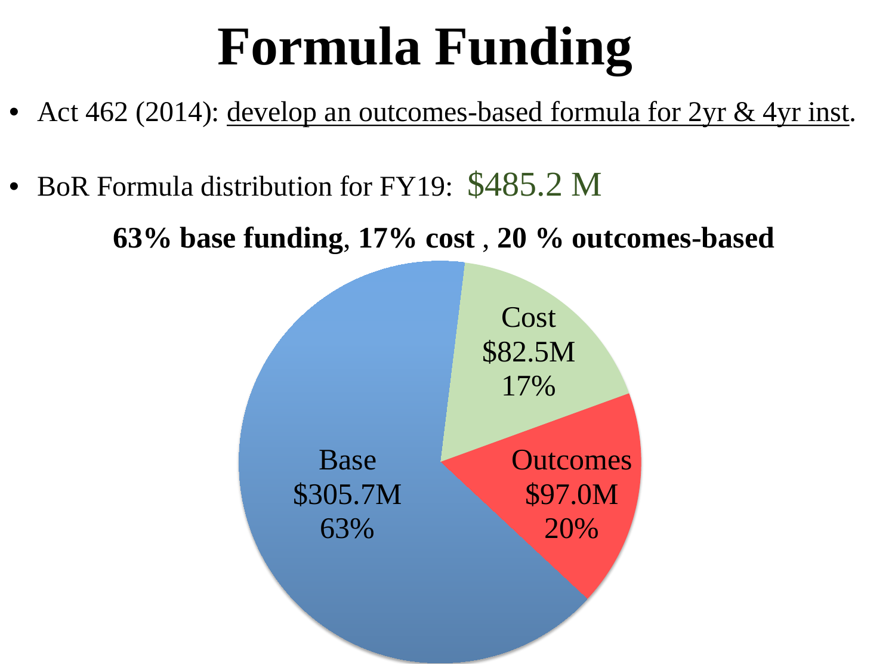# Formula Funding

- Act 462 (2014): develop an outcomes-based formula for 2yr & 4yr inst.
- BoR Formula distribution for FY19: $485.2 M

**63% base funding, 17% cost , 20 % outcomes-based**

Base
$305.7M
63%

Cost
$82.5M
17%

Outcomes
$97.0M
20%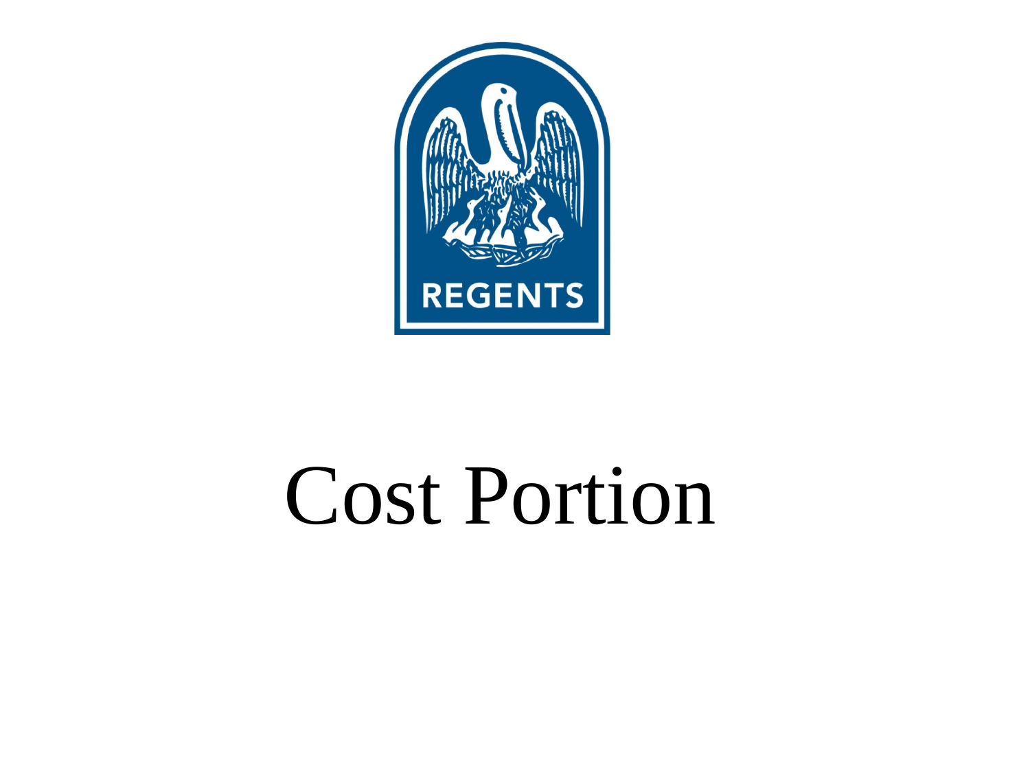REGENTS

# Cost Portion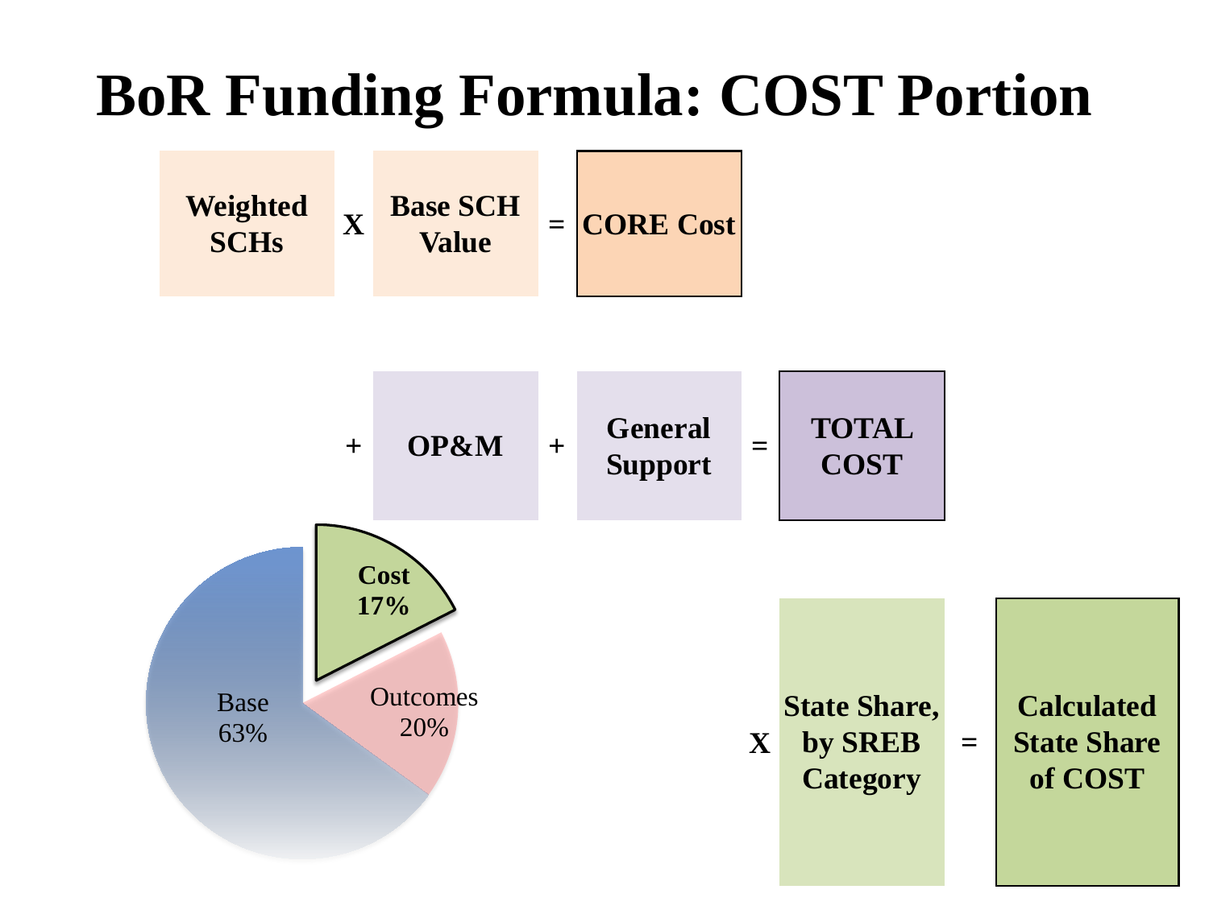# BoR Funding Formula: COST Portion

Weighted SCHs X Base SCH Value = CORE Cost

\+ OP&M + General Support = TOTAL COST

X State Share, by SREB Category = Calculated State Share of COST

- Base 63%
- Outcomes 20%
- Cost 17%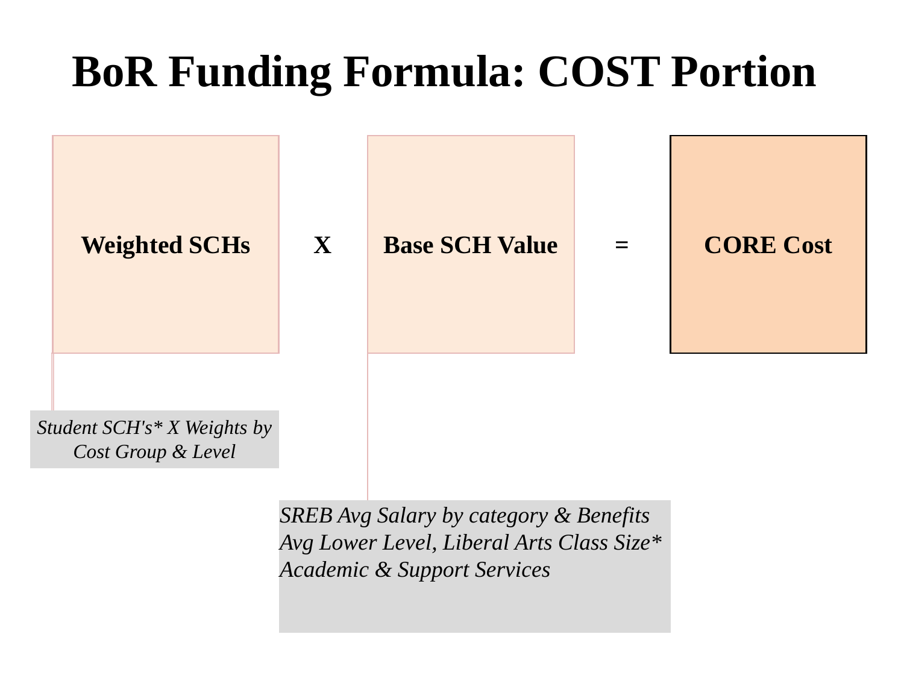# BoR Funding Formula: COST Portion

**Weighted SCHs** **X** **Base SCH Value** **=** **CORE Cost**

*Student SCH's* X Weights by Cost Group & Level*

*SREB Avg Salary by category & Benefits*
*Avg Lower Level, Liberal Arts Class Size**
*Academic & Support Services*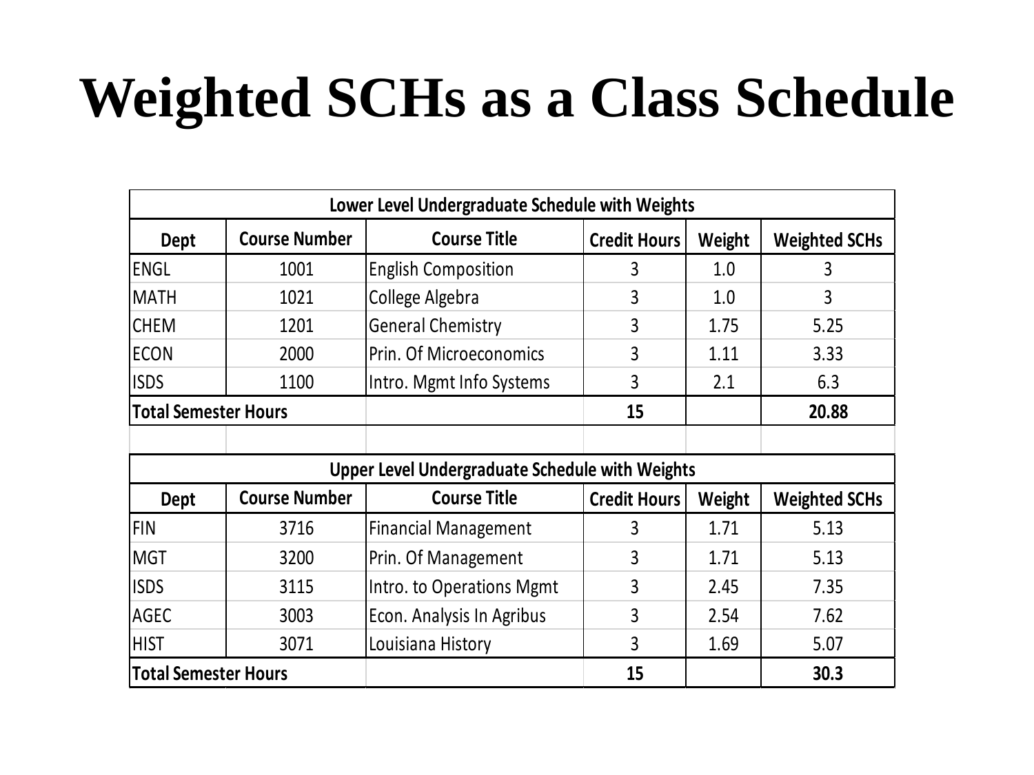# Weighted SCHs as a Class Schedule

| Lower Level Undergraduate Schedule with Weights | | | | | |
|---|---|---|---|---|---|
| **Dept** | **Course Number** | **Course Title** | **Credit Hours** | **Weight** | **Weighted SCHs** |
| ENGL | 1001 | English Composition | 3 | 1.0 | 3 |
| MATH | 1021 | College Algebra | 3 | 1.0 | 3 |
| CHEM | 1201 | General Chemistry | 3 | 1.75 | 5.25 |
| ECON | 2000 | Prin. Of Microeconomics | 3 | 1.11 | 3.33 |
| ISDS | 1100 | Intro. Mgmt Info Systems | 3 | 2.1 | 6.3 |
| **Total Semester Hours** | | | **15** | | **20.88** |

| Upper Level Undergraduate Schedule with Weights | | | | | |
|---|---|---|---|---|---|
| **Dept** | **Course Number** | **Course Title** | **Credit Hours** | **Weight** | **Weighted SCHs** |
| FIN | 3716 | Financial Management | 3 | 1.71 | 5.13 |
| MGT | 3200 | Prin. Of Management | 3 | 1.71 | 5.13 |
| ISDS | 3115 | Intro. to Operations Mgmt | 3 | 2.45 | 7.35 |
| AGEC | 3003 | Econ. Analysis In Agribus | 3 | 2.54 | 7.62 |
| HIST | 3071 | Louisiana History | 3 | 1.69 | 5.07 |
| **Total Semester Hours** | | | **15** | | **30.3** |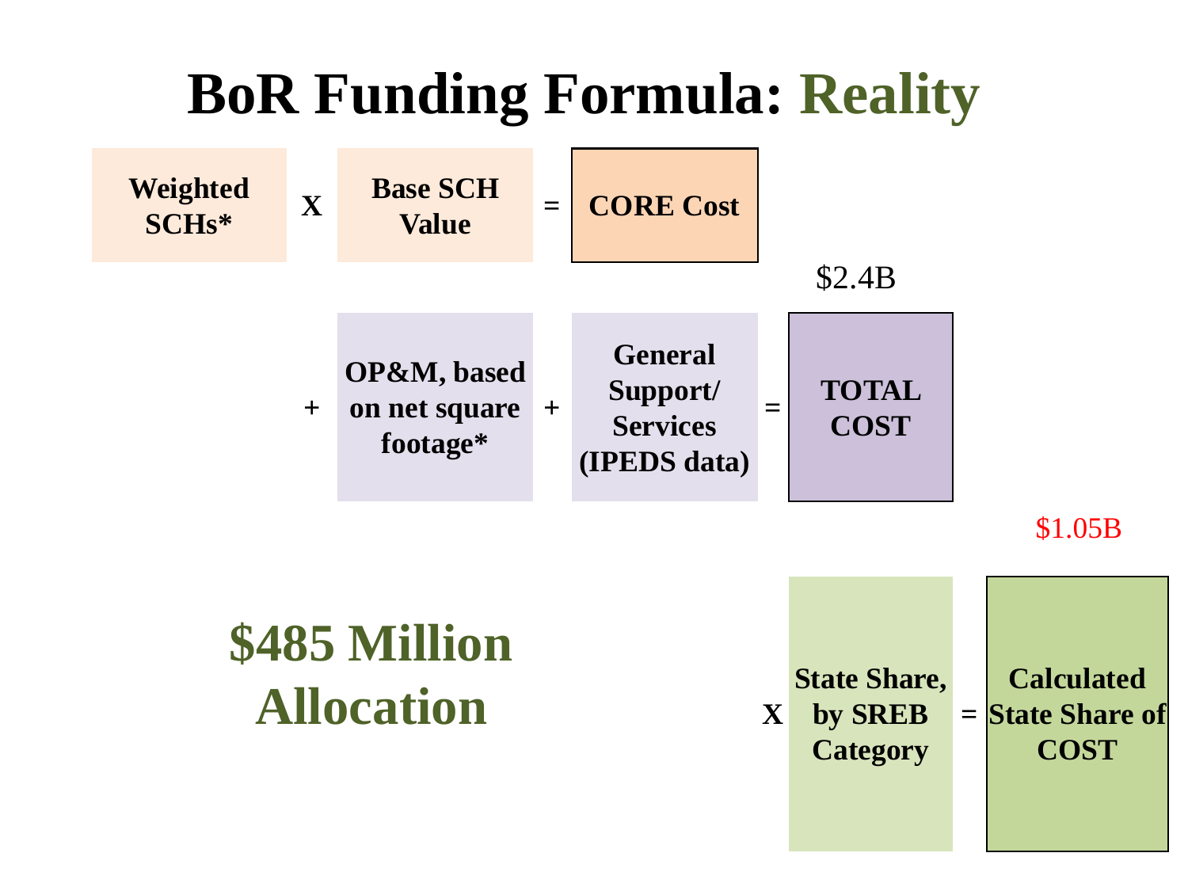# BoR Funding Formula: Reality

**Weighted SCHs*** X **Base SCH Value** = **CORE Cost**

$2.4B

\+ **OP&M, based on net square footage*** + **General Support/ Services (IPEDS data)** = **TOTAL COST**

$1.05B

X **State Share, by SREB Category** = **Calculated State Share of COST**

## $485 Million Allocation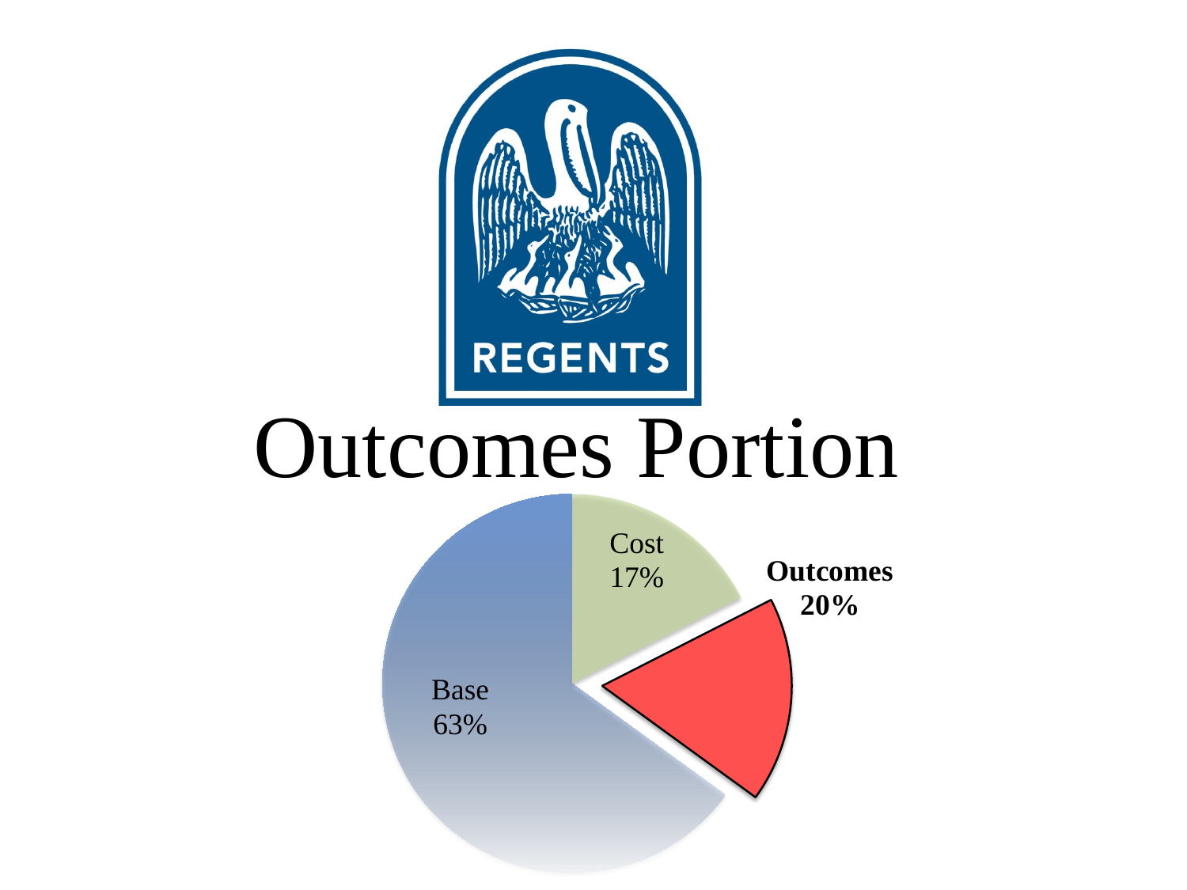REGENTS

# Outcomes Portion

Cost 17%

**Outcomes 20%**

Base 63%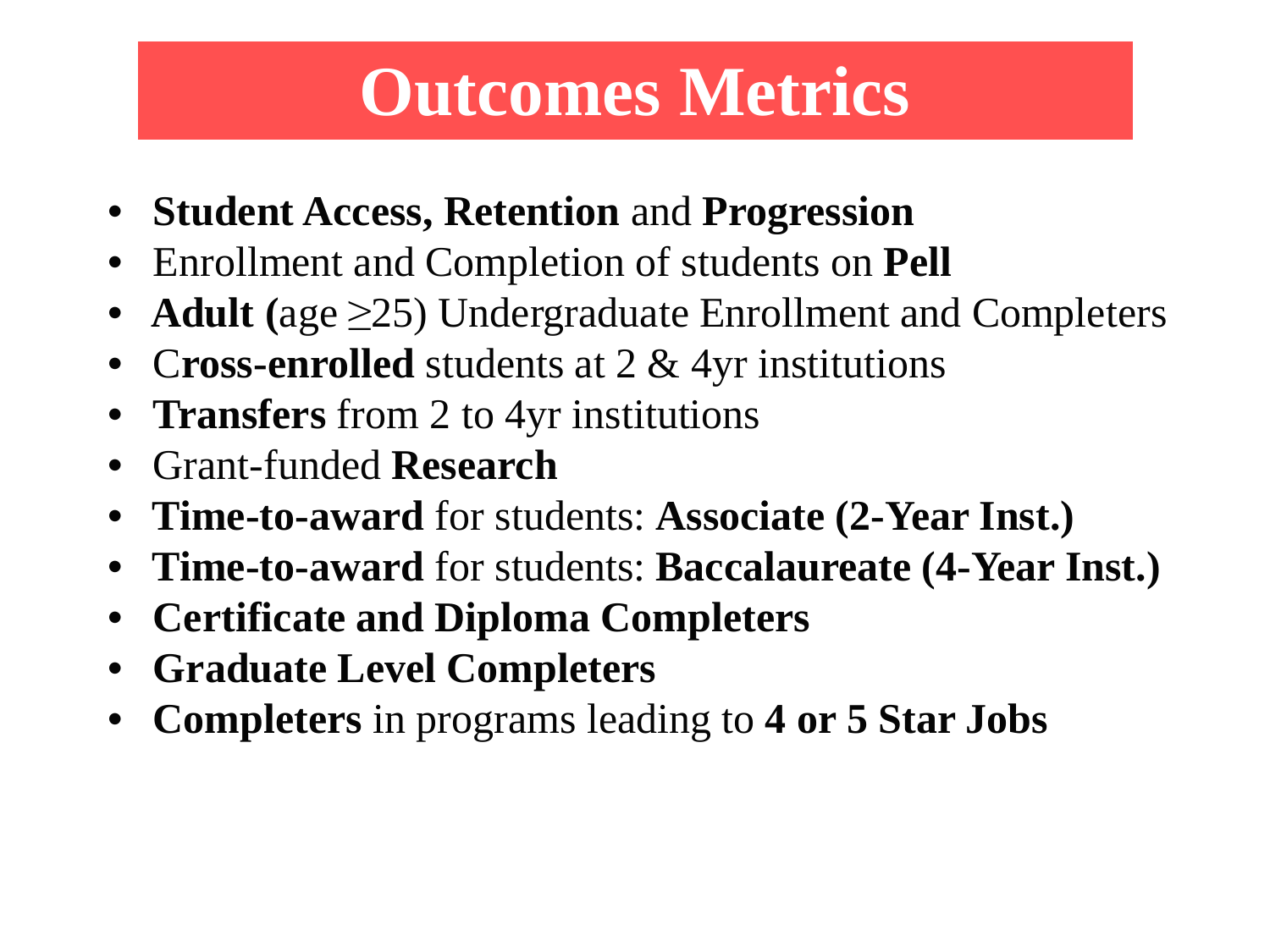# Outcomes Metrics

- **Student Access, Retention** and **Progression**
- Enrollment and Completion of students on **Pell**
- **Adult (**age ≥25) Undergraduate Enrollment and Completers
- C**ross-enrolled** students at 2 & 4yr institutions
- **Transfers** from 2 to 4yr institutions
- Grant-funded **Research**
- **Time-to-award** for students: **Associate (2-Year Inst.)**
- **Time-to-award** for students: **Baccalaureate (4-Year Inst.)**
- **Certificate and Diploma Completers**
- **Graduate Level Completers**
- **Completers** in programs leading to **4 or 5 Star Jobs**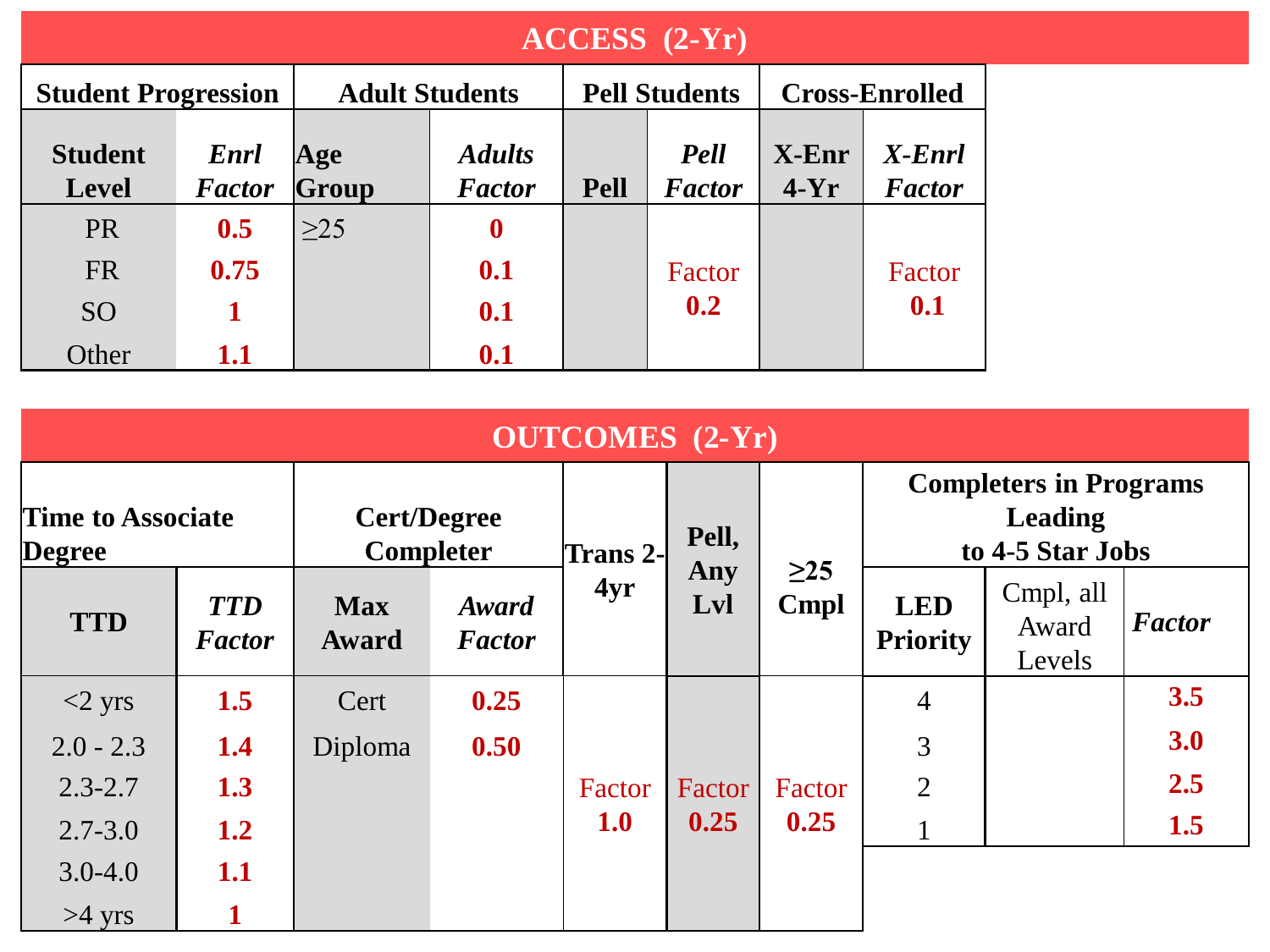## ACCESS (2-Yr)

| Student Progression | | Adult Students | | Pell Students | | Cross-Enrolled | |
|---|---|---|---|---|---|---|---|
| **Student Level** | ***Enrl Factor*** | **Age Group** | ***Adults Factor*** | **Pell** | ***Pell Factor*** | **X-Enr 4-Yr** | ***X-Enrl Factor*** |
| PR | **0.5** | ≥25 | **0** | | Factor **0.2** | | Factor **0.1** |
| FR | **0.75** | | **0.1** | | | | |
| SO | **1** | | **0.1** | | | | |
| Other | **1.1** | | **0.1** | | | | |

## OUTCOMES (2-Yr)

| Time to Associate Degree | | Cert/Degree Completer | | Trans 2-4yr | Pell, Any Lvl | ≥25 Cmpl | Completers in Programs Leading to 4-5 Star Jobs | | |
|---|---|---|---|---|---|---|---|---|---|
| **TTD** | ***TTD Factor*** | **Max Award** | ***Award Factor*** | | | | **LED Priority** | Cmpl, all Award Levels | ***Factor*** |
| <2 yrs | **1.5** | Cert | **0.25** | Factor **1.0** | Factor **0.25** | Factor **0.25** | 4 | | **3.5** |
| 2.0 - 2.3 | **1.4** | Diploma | **0.50** | | | | 3 | | **3.0** |
| 2.3-2.7 | **1.3** | | | | | | 2 | | **2.5** |
| 2.7-3.0 | **1.2** | | | | | | 1 | | **1.5** |
| 3.0-4.0 | **1.1** | | | | | | | | |
| >4 yrs | **1** | | | | | | | | |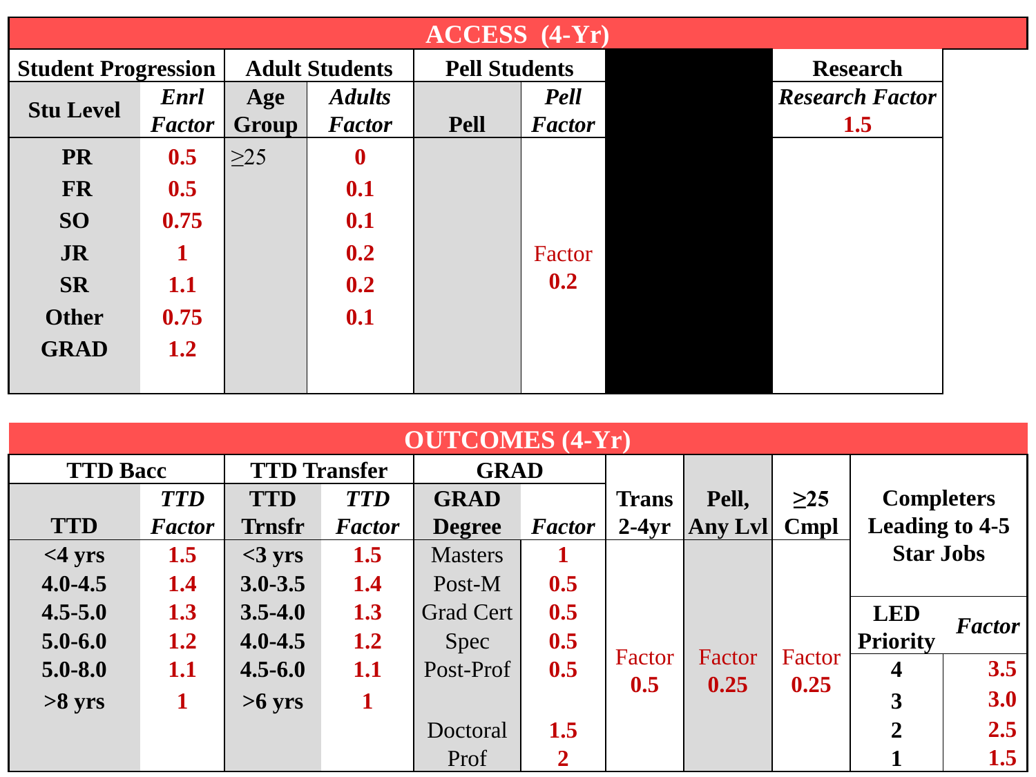## ACCESS (4-Yr)

| Student Progression | | Adult Students | | Pell Students | | | Research |
|---|---|---|---|---|---|---|---|
| Stu Level | *Enrl Factor* | Age Group | *Adults Factor* | Pell | *Pell Factor* | | *Research Factor* 1.5 |
| PR | 0.5 | ≥25 | 0 | | Factor 0.2 | | |
| FR | 0.5 | | 0.1 | | | | |
| SO | 0.75 | | 0.1 | | | | |
| JR | 1 | | 0.2 | | | | |
| SR | 1.1 | | 0.2 | | | | |
| Other | 0.75 | | 0.1 | | | | |
| GRAD | 1.2 | | | | | | |

## OUTCOMES (4-Yr)

| TTD Bacc | | TTD Transfer | | GRAD | | Trans 2-4yr | Pell, Any Lvl | ≥25 Cmpl | Completers Leading to 4-5 Star Jobs | |
|---|---|---|---|---|---|---|---|---|---|---|
| TTD | *TTD Factor* | TTD Trnsfr | *TTD Factor* | GRAD Degree | *Factor* | | | | LED Priority | *Factor* |
| <4 yrs | 1.5 | <3 yrs | 1.5 | Masters | 1 | Factor 0.5 | Factor 0.25 | Factor 0.25 | 4 | 3.5 |
| 4.0-4.5 | 1.4 | 3.0-3.5 | 1.4 | Post-M | 0.5 | | | | 3 | 3.0 |
| 4.5-5.0 | 1.3 | 3.5-4.0 | 1.3 | Grad Cert | 0.5 | | | | 2 | 2.5 |
| 5.0-6.0 | 1.2 | 4.0-4.5 | 1.2 | Spec | 0.5 | | | | 1 | 1.5 |
| 5.0-8.0 | 1.1 | 4.5-6.0 | 1.1 | Post-Prof | 0.5 | | | | | |
| >8 yrs | 1 | >6 yrs | 1 | | | | | | | |
| | | | | Doctoral | 1.5 | | | | | |
| | | | | Prof | 2 | | | | | |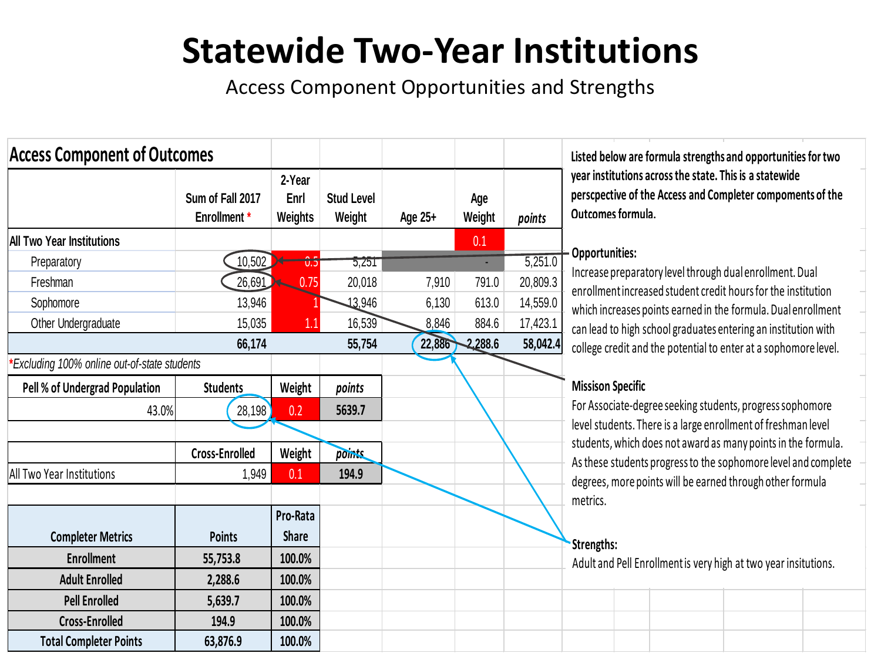# Statewide Two-Year Institutions

Access Component Opportunities and Strengths

## Access Component of Outcomes

| | Sum of Fall 2017 Enrollment * | 2-Year Enrl Weights | Stud Level Weight | Age 25+ | Age Weight | points |
|---|---|---|---|---|---|---|
| All Two Year Institutions | | | | | 0.1 | |
| Preparatory | 10,502 | 0.5 | 5,251 | | - | 5,251.0 |
| Freshman | 26,691 | 0.75 | 20,018 | 7,910 | 791.0 | 20,809.3 |
| Sophomore | 13,946 | 1 | 13,946 | 6,130 | 613.0 | 14,559.0 |
| Other Undergraduate | 15,035 | 1.1 | 16,539 | 8,846 | 884.6 | 17,423.1 |
| | **66,174** | | **55,754** | **22,886** | **2,288.6** | **58,042.4** |

*\*Excluding 100% online out-of-state students*

| Pell % of Undergrad Population | Students | Weight | points |
|---|---|---|---|
| 43.0% | 28,198 | 0.2 | **5639.7** |

| | Cross-Enrolled | Weight | points |
|---|---|---|---|
| All Two Year Institutions | 1,949 | 0.1 | **194.9** |

| Completer Metrics | Points | Pro-Rata Share |
|---|---|---|
| **Enrollment** | **55,753.8** | **100.0%** |
| **Adult Enrolled** | **2,288.6** | **100.0%** |
| **Pell Enrolled** | **5,639.7** | **100.0%** |
| **Cross-Enrolled** | **194.9** | **100.0%** |
| **Total Completer Points** | **63,876.9** | **100.0%** |

**Listed below are formula strengths and opportunities for two year institutions across the state. This is a statewide perscpective of the Access and Completer compoments of the Outcomes formula.**

**Opportunities:**

Increase preparatory level through dual enrollment. Dual enrollment increased student credit hours for the institution which increases points earned in the formula. Dual enrollment can lead to high school graduates entering an institution with college credit and the potential to enter at a sophomore level.

**Mission Specific**

For Associate-degree seeking students, progress sophomore level students. There is a large enrollment of freshman level students, which does not award as many points in the formula. As these students progress to the sophomore level and complete degrees, more points will be earned through other formula metrics.

**Strengths:**

Adult and Pell Enrollment is very high at two year insitutions.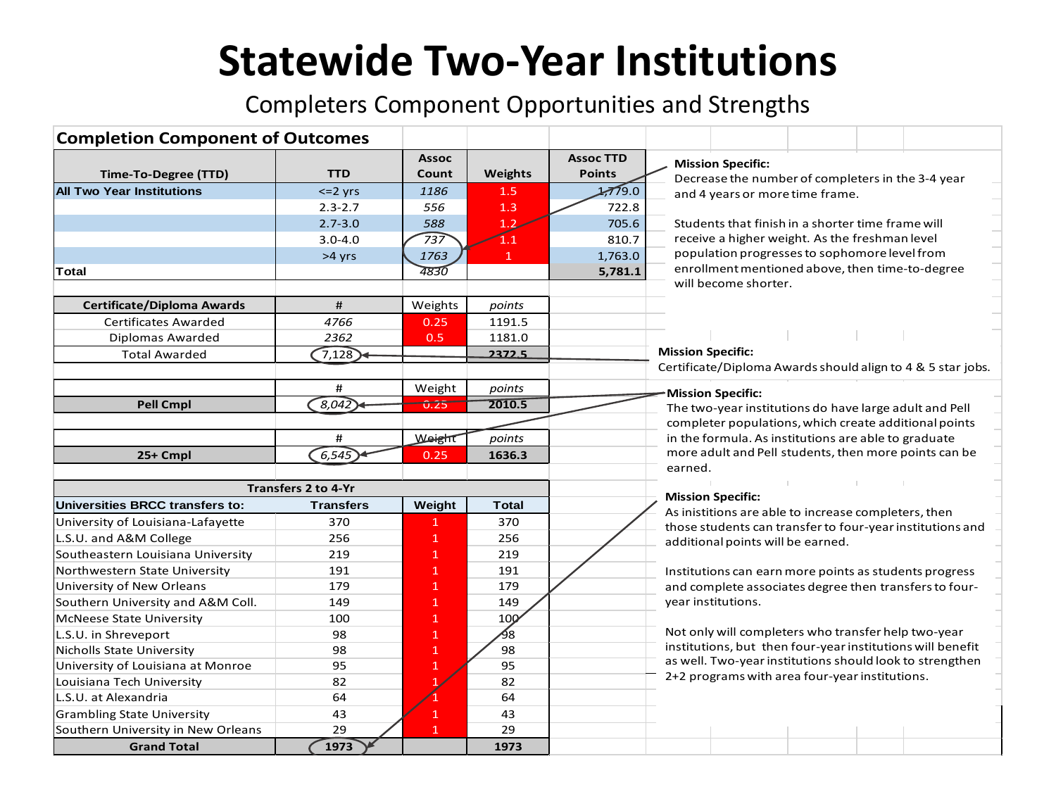# Statewide Two-Year Institutions

Completers Component Opportunities and Strengths

## Completion Component of Outcomes

| Time-To-Degree (TTD) | TTD | Assoc Count | Weights | Assoc TTD Points |
|---|---|---|---|---|
| All Two Year Institutions | <=2 yrs | 1186 | 1.5 | 1,779.0 |
| | 2.3-2.7 | 556 | 1.3 | 722.8 |
| | 2.7-3.0 | 588 | 1.2 | 705.6 |
| | 3.0-4.0 | 737 | 1.1 | 810.7 |
| | >4 yrs | 1763 | 1 | 1,763.0 |
| Total | | 4830 | | 5,781.1 |

**Mission Specific:**
Decrease the number of completers in the 3-4 year and 4 years or more time frame.

Students that finish in a shorter time frame will receive a higher weight. As the freshman level population progresses to sophomore level from enrollment mentioned above, then time-to-degree will become shorter.

| Certificate/Diploma Awards | # | Weights | points |
|---|---|---|---|
| Certificates Awarded | 4766 | 0.25 | 1191.5 |
| Diplomas Awarded | 2362 | 0.5 | 1181.0 |
| Total Awarded | 7,128 | | 2372.5 |

**Mission Specific:**
Certificate/Diploma Awards should align to 4 & 5 star jobs.

| | # | Weight | points |
|---|---|---|---|
| Pell Cmpl | 8,042 | 0.25 | 2010.5 |

| | # | Weight | points |
|---|---|---|---|
| 25+ Cmpl | 6,545 | 0.25 | 1636.3 |

**Mission Specific:**
The two-year institutions do have large adult and Pell completer populations, which create additional points in the formula. As institutions are able to graduate more adult and Pell students, then more points can be earned.

| Transfers 2 to 4-Yr | | | |
|---|---|---|---|
| Universities BRCC transfers to: | Transfers | Weight | Total |
| University of Louisiana-Lafayette | 370 | 1 | 370 |
| L.S.U. and A&M College | 256 | 1 | 256 |
| Southeastern Louisiana University | 219 | 1 | 219 |
| Northwestern State University | 191 | 1 | 191 |
| University of New Orleans | 179 | 1 | 179 |
| Southern University and A&M Coll. | 149 | 1 | 149 |
| McNeese State University | 100 | 1 | 100 |
| L.S.U. in Shreveport | 98 | 1 | 98 |
| Nicholls State University | 98 | 1 | 98 |
| University of Louisiana at Monroe | 95 | 1 | 95 |
| Louisiana Tech University | 82 | 1 | 82 |
| L.S.U. at Alexandria | 64 | 1 | 64 |
| Grambling State University | 43 | 1 | 43 |
| Southern University in New Orleans | 29 | 1 | 29 |
| Grand Total | 1973 | | 1973 |

**Mission Specific:**
As inistitions are able to increase completers, then those students can transfer to four-year institutions and additional points will be earned.

Institutions can earn more points as students progress and complete associates degree then transfers to four-year institutions.

Not only will completers who transfer help two-year institutions, but then four-year institutions will benefit as well. Two-year institutions should look to strengthen 2+2 programs with area four-year institutions.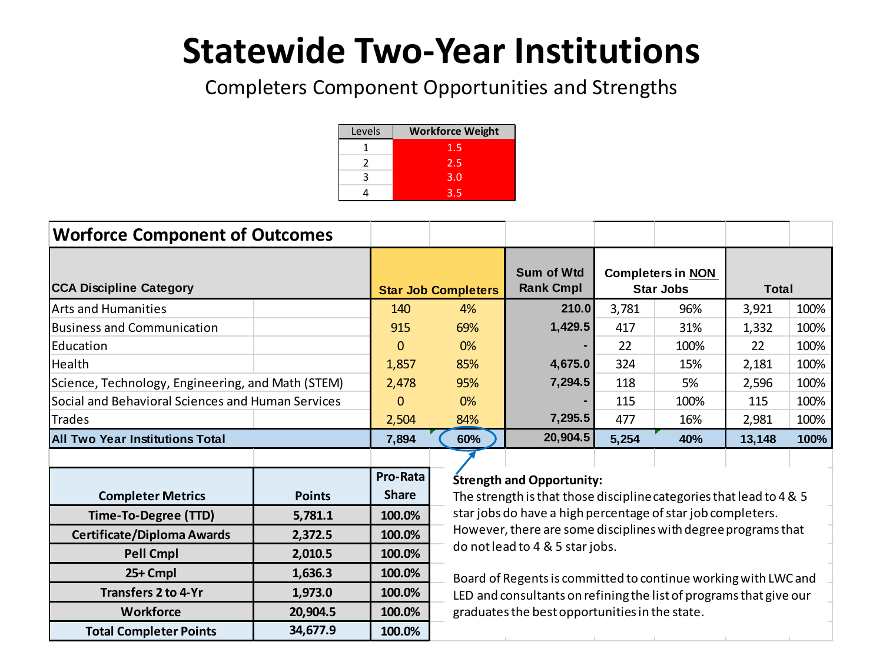# Statewide Two-Year Institutions

Completers Component Opportunities and Strengths

| Levels | Workforce Weight |
|---|---|
| 1 | 1.5 |
| 2 | 2.5 |
| 3 | 3.0 |
| 4 | 3.5 |

## Worforce Component of Outcomes

| CCA Discipline Category | Star Job Completers | | Sum of Wtd Rank Cmpl | Completers in NON Star Jobs | | Total | |
|---|---|---|---|---|---|---|---|
| Arts and Humanities | 140 | 4% | 210.0 | 3,781 | 96% | 3,921 | 100% |
| Business and Communication | 915 | 69% | 1,429.5 | 417 | 31% | 1,332 | 100% |
| Education | 0 | 0% | - | 22 | 100% | 22 | 100% |
| Health | 1,857 | 85% | 4,675.0 | 324 | 15% | 2,181 | 100% |
| Science, Technology, Engineering, and Math (STEM) | 2,478 | 95% | 7,294.5 | 118 | 5% | 2,596 | 100% |
| Social and Behavioral Sciences and Human Services | 0 | 0% | - | 115 | 100% | 115 | 100% |
| Trades | 2,504 | 84% | 7,295.5 | 477 | 16% | 2,981 | 100% |
| **All Two Year Institutions Total** | **7,894** | **60%** | **20,904.5** | **5,254** | **40%** | **13,148** | **100%** |

| Completer Metrics | Points | Pro-Rata Share |
|---|---|---|
| Time-To-Degree (TTD) | 5,781.1 | 100.0% |
| Certificate/Diploma Awards | 2,372.5 | 100.0% |
| Pell Cmpl | 2,010.5 | 100.0% |
| 25+ Cmpl | 1,636.3 | 100.0% |
| Transfers 2 to 4-Yr | 1,973.0 | 100.0% |
| Workforce | 20,904.5 | 100.0% |
| Total Completer Points | 34,677.9 | 100.0% |

**Strength and Opportunity:**
The strength is that those discipline categories that lead to 4 & 5 star jobs do have a high percentage of star job completers. However, there are some disciplines with degree programs that do not lead to 4 & 5 star jobs.

Board of Regents is committed to continue working with LWC and LED and consultants on refining the list of programs that give our graduates the best opportunities in the state.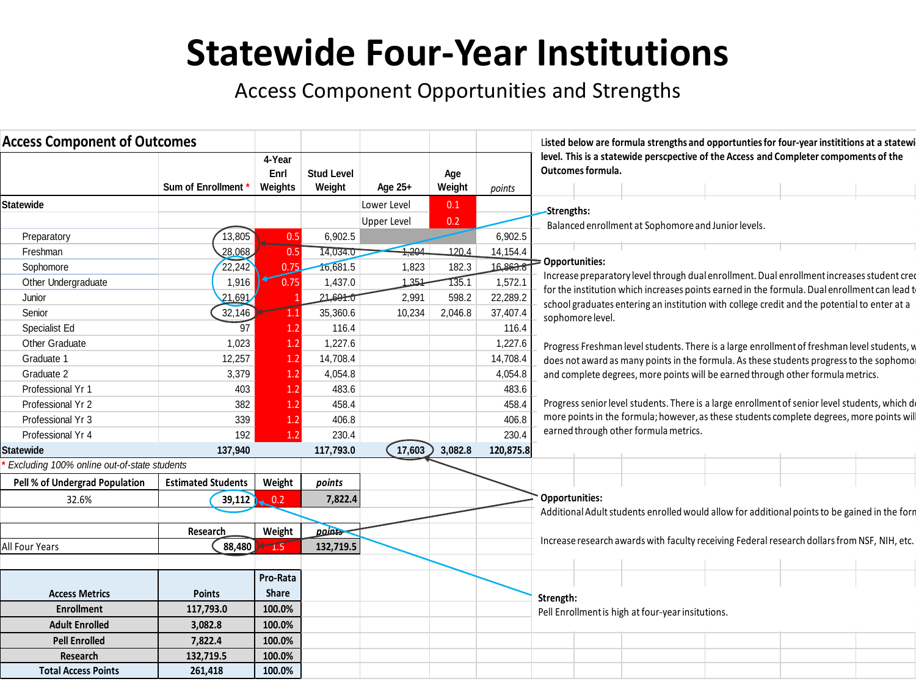# Statewide Four-Year Institutions

## Access Component Opportunities and Strengths

### Access Component of Outcomes

|  | Sum of Enrollment * | 4-Year Enrl Weights | Stud Level Weight | Age 25+ | Age Weight | points |
|---|---|---|---|---|---|---|
| Statewide |  |  | | Lower Level | 0.1 | |
|  |  |  | | Upper Level | 0.2 | |
| Preparatory | 13,805 | 0.5 | 6,902.5 |  |  | 6,902.5 |
| Freshman | 28,068 | 0.5 | 14,034.0 | 1,204 | 120.4 | 14,154.4 |
| Sophomore | 22,242 | 0.75 | 16,681.5 | 1,823 | 182.3 | 16,863.8 |
| Other Undergraduate | 1,916 | 0.75 | 1,437.0 | 1,351 | 135.1 | 1,572.1 |
| Junior | 21,691 | 1 | 21,691.0 | 2,991 | 598.2 | 22,289.2 |
| Senior | 32,146 | 1.1 | 35,360.6 | 10,234 | 2,046.8 | 37,407.4 |
| Specialist Ed | 97 | 1.2 | 116.4 |  |  | 116.4 |
| Other Graduate | 1,023 | 1.2 | 1,227.6 |  |  | 1,227.6 |
| Graduate 1 | 12,257 | 1.2 | 14,708.4 |  |  | 14,708.4 |
| Graduate 2 | 3,379 | 1.2 | 4,054.8 |  |  | 4,054.8 |
| Professional Yr 1 | 403 | 1.2 | 483.6 |  |  | 483.6 |
| Professional Yr 2 | 382 | 1.2 | 458.4 |  |  | 458.4 |
| Professional Yr 3 | 339 | 1.2 | 406.8 |  |  | 406.8 |
| Professional Yr 4 | 192 | 1.2 | 230.4 |  |  | 230.4 |
| Statewide | 137,940 |  | 117,793.0 | 17,603 | 3,082.8 | 120,875.8 |

*\* Excluding 100% online out-of-state students*

| Pell % of Undergrad Population | Estimated Students | Weight | points |
|---|---|---|---|
| 32.6% | 39,112 | 0.2 | 7,822.4 |

|  | Research | Weight | points |
|---|---|---|---|
| All Four Years | 88,480 | 1.5 | 132,719.5 |

| Access Metrics | Points | Pro-Rata Share |
|---|---|---|
| Enrollment | 117,793.0 | 100.0% |
| Adult Enrolled | 3,082.8 | 100.0% |
| Pell Enrolled | 7,822.4 | 100.0% |
| Research | 132,719.5 | 100.0% |
| Total Access Points | 261,418 | 100.0% |

Listed below are formula strengths and opportunities for four-year institutions at a statewide level. This is a statewide perscpective of the Access and Completer components of the Outcomes formula.

**Strengths:**
Balanced enrollment at Sophomore and Junior levels.

**Opportunities:**
Increase preparatory level through dual enrollment. Dual enrollment increases student credits for the institution which increases points earned in the formula. Dual enrollment can lead to school graduates entering an institution with college credit and the potential to enter at a sophomore level.

Progress Freshman level students. There is a large enrollment of freshman level students, which does not award as many points in the formula. As these students progress to the sophomore level and complete degrees, more points will be earned through other formula metrics.

Progress senior level students. There is a large enrollment of senior level students, which does not award more points in the formula; however, as these students complete degrees, more points will be earned through other formula metrics.

**Opportunities:**
Additional Adult students enrolled would allow for additional points to be gained in the formula.

Increase research awards with faculty receiving Federal research dollars from NSF, NIH, etc.

**Strength:**
Pell Enrollment is high at four-year insitutions.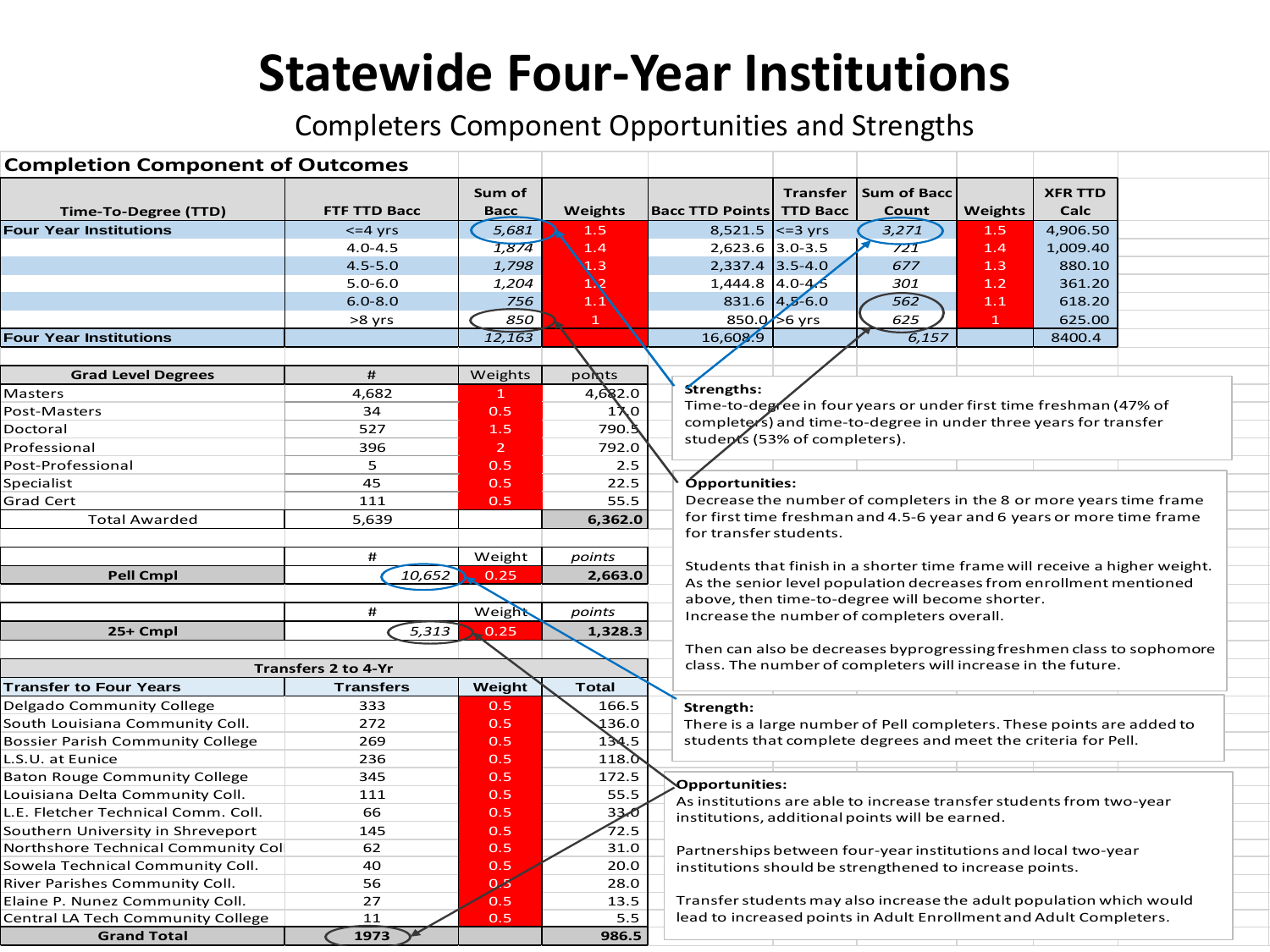# Statewide Four-Year Institutions

Completers Component Opportunities and Strengths

## Completion Component of Outcomes

| Time-To-Degree (TTD) | FTF TTD Bacc | Sum of Bacc | Weights | Bacc TTD Points | Transfer TTD Bacc | Sum of Bacc Count | Weights | XFR TTD Calc |
|---|---|---|---|---|---|---|---|---|
| Four Year Institutions | <=4 yrs | 5,681 | 1.5 | 8,521.5 | <=3 yrs | 3,271 | 1.5 | 4,906.50 |
| | 4.0-4.5 | 1,874 | 1.4 | 2,623.6 | 3.0-3.5 | 721 | 1.4 | 1,009.40 |
| | 4.5-5.0 | 1,798 | 1.3 | 2,337.4 | 3.5-4.0 | 677 | 1.3 | 880.10 |
| | 5.0-6.0 | 1,204 | 1.2 | 1,444.8 | 4.0-4.5 | 301 | 1.2 | 361.20 |
| | 6.0-8.0 | 756 | 1.1 | 831.6 | 4.5-6.0 | 562 | 1.1 | 618.20 |
| | >8 yrs | 850 | 1 | 850.0 | >6 yrs | 625 | 1 | 625.00 |
| Four Year Institutions | | 12,163 | | 16,608.9 | | 6,157 | | 8400.4 |

| Grad Level Degrees | # | Weights | points |
|---|---|---|---|
| Masters | 4,682 | 1 | 4,682.0 |
| Post-Masters | 34 | 0.5 | 17.0 |
| Doctoral | 527 | 1.5 | 790.5 |
| Professional | 396 | 2 | 792.0 |
| Post-Professional | 5 | 0.5 | 2.5 |
| Specialist | 45 | 0.5 | 22.5 |
| Grad Cert | 111 | 0.5 | 55.5 |
| Total Awarded | 5,639 | | 6,362.0 |

| | # | Weight | points |
|---|---|---|---|
| Pell Cmpl | 10,652 | 0.25 | 2,663.0 |

| | # | Weight | points |
|---|---|---|---|
| 25+ Cmpl | 5,313 | 0.25 | 1,328.3 |

| Transfers 2 to 4-Yr | | | |
|---|---|---|---|
| Transfer to Four Years | Transfers | Weight | Total |
| Delgado Community College | 333 | 0.5 | 166.5 |
| South Louisiana Community Coll. | 272 | 0.5 | 136.0 |
| Bossier Parish Community College | 269 | 0.5 | 134.5 |
| L.S.U. at Eunice | 236 | 0.5 | 118.0 |
| Baton Rouge Community College | 345 | 0.5 | 172.5 |
| Louisiana Delta Community Coll. | 111 | 0.5 | 55.5 |
| L.E. Fletcher Technical Comm. Coll. | 66 | 0.5 | 33.0 |
| Southern University in Shreveport | 145 | 0.5 | 72.5 |
| Northshore Technical Community Col | 62 | 0.5 | 31.0 |
| Sowela Technical Community Coll. | 40 | 0.5 | 20.0 |
| River Parishes Community Coll. | 56 | 0.5 | 28.0 |
| Elaine P. Nunez Community Coll. | 27 | 0.5 | 13.5 |
| Central LA Tech Community College | 11 | 0.5 | 5.5 |
| Grand Total | 1973 | | 986.5 |

**Strengths:**
Time-to-degree in four years or under first time freshman (47% of completers) and time-to-degree in under three years for transfer students (53% of completers).

**Opportunities:**
Decrease the number of completers in the 8 or more years time frame for first time freshman and 4.5-6 year and 6 years or more time frame for transfer students.

Students that finish in a shorter time frame will receive a higher weight. As the senior level population decreases from enrollment mentioned above, then time-to-degree will become shorter.
Increase the number of completers overall.

Then can also be decreases byprogressing freshmen class to sophomore class. The number of completers will increase in the future.

**Strength:**
There is a large number of Pell completers. These points are added to students that complete degrees and meet the criteria for Pell.

**Opportunities:**
As institutions are able to increase transfer students from two-year institutions, additional points will be earned.

Partnerships between four-year institutions and local two-year institutions should be strengthened to increase points.

Transfer students may also increase the adult population which would lead to increased points in Adult Enrollment and Adult Completers.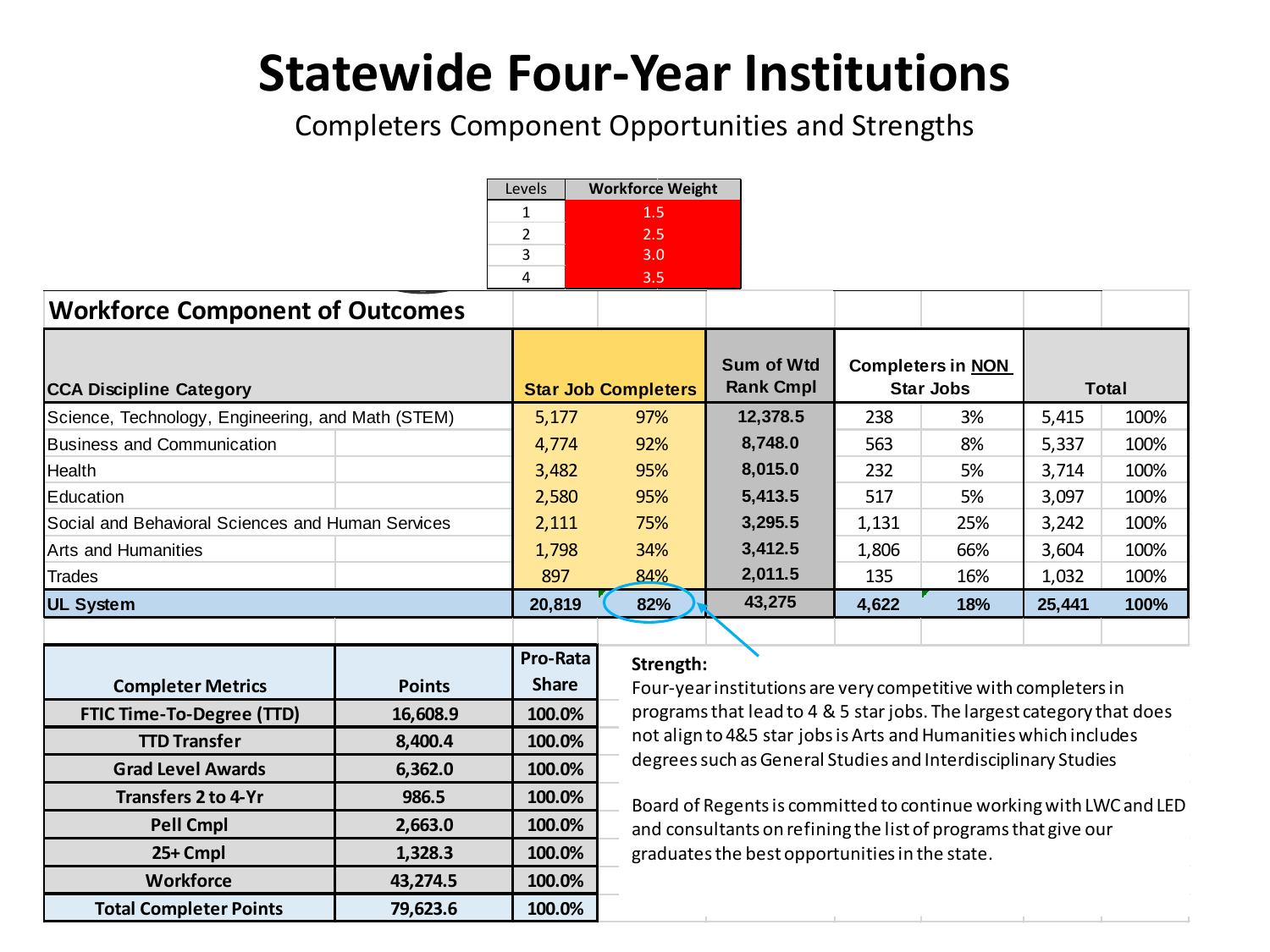# Statewide Four-Year Institutions

Completers Component Opportunities and Strengths

| Levels | Workforce Weight |
|---|---|
| 1 | 1.5 |
| 2 | 2.5 |
| 3 | 3.0 |
| 4 | 3.5 |

## Workforce Component of Outcomes

| CCA Discipline Category | Star Job Completers | | Sum of Wtd Rank Cmpl | Completers in NON Star Jobs | | Total | |
|---|---|---|---|---|---|---|---|
| Science, Technology, Engineering, and Math (STEM) | 5,177 | 97% | 12,378.5 | 238 | 3% | 5,415 | 100% |
| Business and Communication | 4,774 | 92% | 8,748.0 | 563 | 8% | 5,337 | 100% |
| Health | 3,482 | 95% | 8,015.0 | 232 | 5% | 3,714 | 100% |
| Education | 2,580 | 95% | 5,413.5 | 517 | 5% | 3,097 | 100% |
| Social and Behavioral Sciences and Human Services | 2,111 | 75% | 3,295.5 | 1,131 | 25% | 3,242 | 100% |
| Arts and Humanities | 1,798 | 34% | 3,412.5 | 1,806 | 66% | 3,604 | 100% |
| Trades | 897 | 84% | 2,011.5 | 135 | 16% | 1,032 | 100% |
| **UL System** | **20,819** | **82%** | **43,275** | **4,622** | **18%** | **25,441** | **100%** |

| Completer Metrics | Points | Pro-Rata Share |
|---|---|---|
| FTIC Time-To-Degree (TTD) | 16,608.9 | 100.0% |
| TTD Transfer | 8,400.4 | 100.0% |
| Grad Level Awards | 6,362.0 | 100.0% |
| Transfers 2 to 4-Yr | 986.5 | 100.0% |
| Pell Cmpl | 2,663.0 | 100.0% |
| 25+ Cmpl | 1,328.3 | 100.0% |
| Workforce | 43,274.5 | 100.0% |
| Total Completer Points | 79,623.6 | 100.0% |

**Strength:**

Four-year institutions are very competitive with completers in programs that lead to 4 & 5 star jobs. The largest category that does not align to 4&5 star jobs is Arts and Humanities which includes degrees such as General Studies and Interdisciplinary Studies

Board of Regents is committed to continue working with LWC and LED and consultants on refining the list of programs that give our graduates the best opportunities in the state.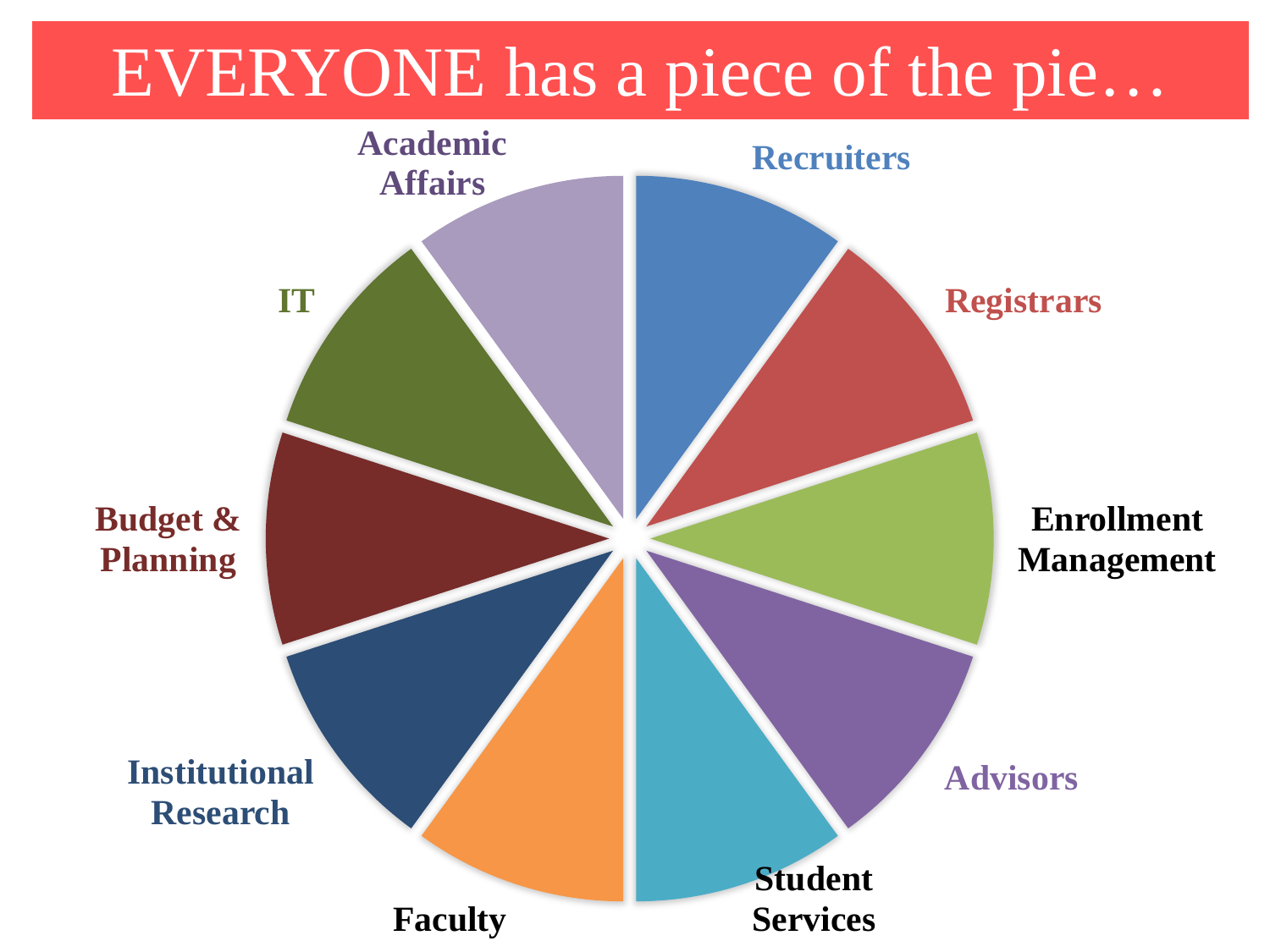# EVERYONE has a piece of the pie…

- Academic Affairs
- Recruiters
- Registrars
- Enrollment Management
- Advisors
- Student Services
- Faculty
- Institutional Research
- Budget & Planning
- IT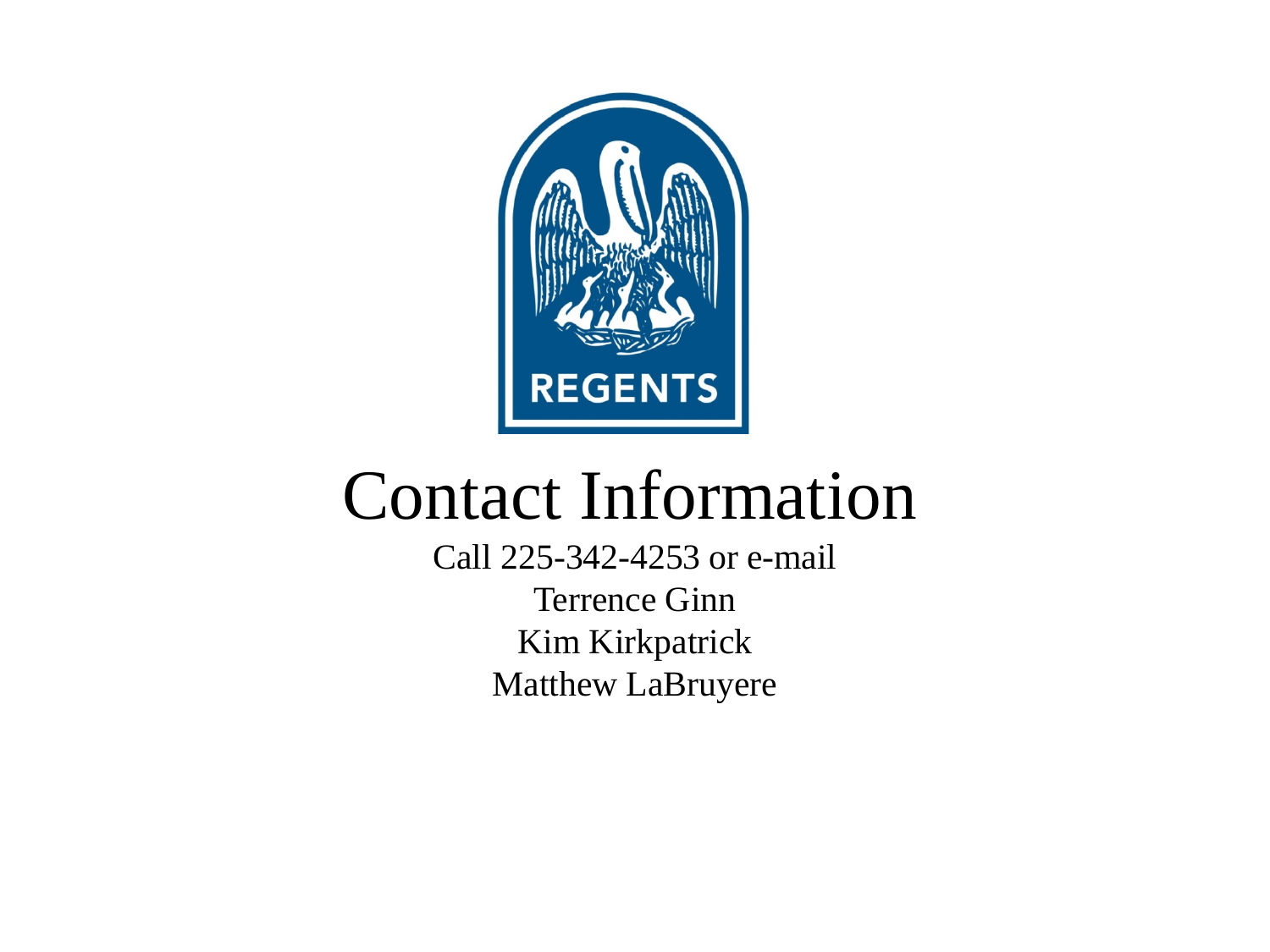REGENTS

# Contact Information

Call 225-342-4253 or e-mail

Terrence Ginn

Kim Kirkpatrick

Matthew LaBruyere